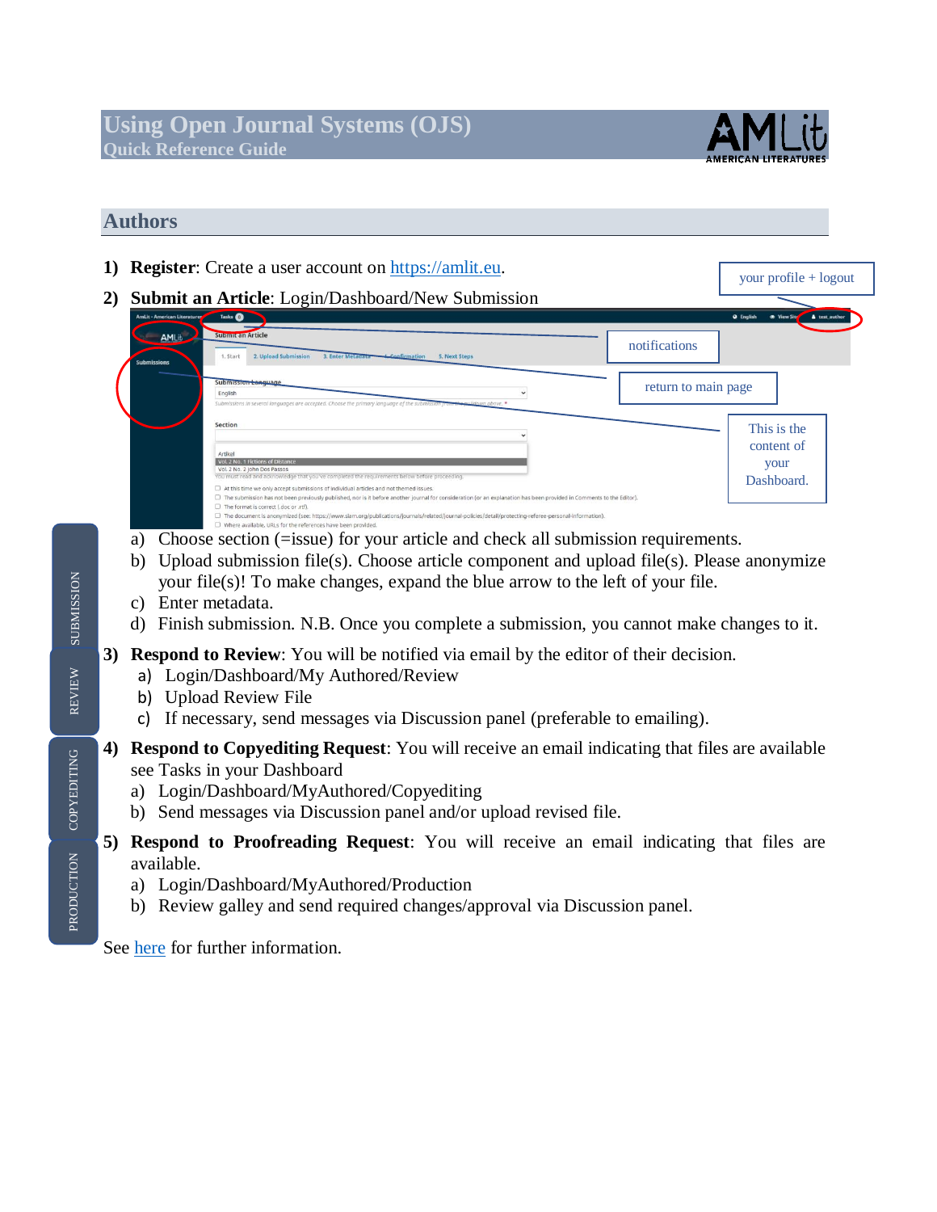# Using Open Journal Systems (OJS)

## Quick Reference Guide

## Authors

1) **Register**: Create a user account on https://amlit.eu.
2) **Submit an Article**: Login/Dashboard/New Submission

your profile + logout

notifications

return to main page

This is the content of your Dashboard.

   a) Choose section (=issue) for your article and check all submission requirements.
   b) Upload submission file(s). Choose article component and upload file(s). Please anonymize your file(s)! To make changes, expand the blue arrow to the left of your file.
   c) Enter metadata.
   d) Finish submission. N.B. Once you complete a submission, you cannot make changes to it.

SUBMISSION

3) **Respond to Review**: You will be notified via email by the editor of their decision.
   a) Login/Dashboard/My Authored/Review
   b) Upload Review File
   c) If necessary, send messages via Discussion panel (preferable to emailing).

REVIEW

4) **Respond to Copyediting Request**: You will receive an email indicating that files are available see Tasks in your Dashboard
   a) Login/Dashboard/MyAuthored/Copyediting
   b) Send messages via Discussion panel and/or upload revised file.

COPYEDITING

5) **Respond to Proofreading Request**: You will receive an email indicating that files are available.
   a) Login/Dashboard/MyAuthored/Production
   b) Review galley and send required changes/approval via Discussion panel.

PRODUCTION

See here for further information.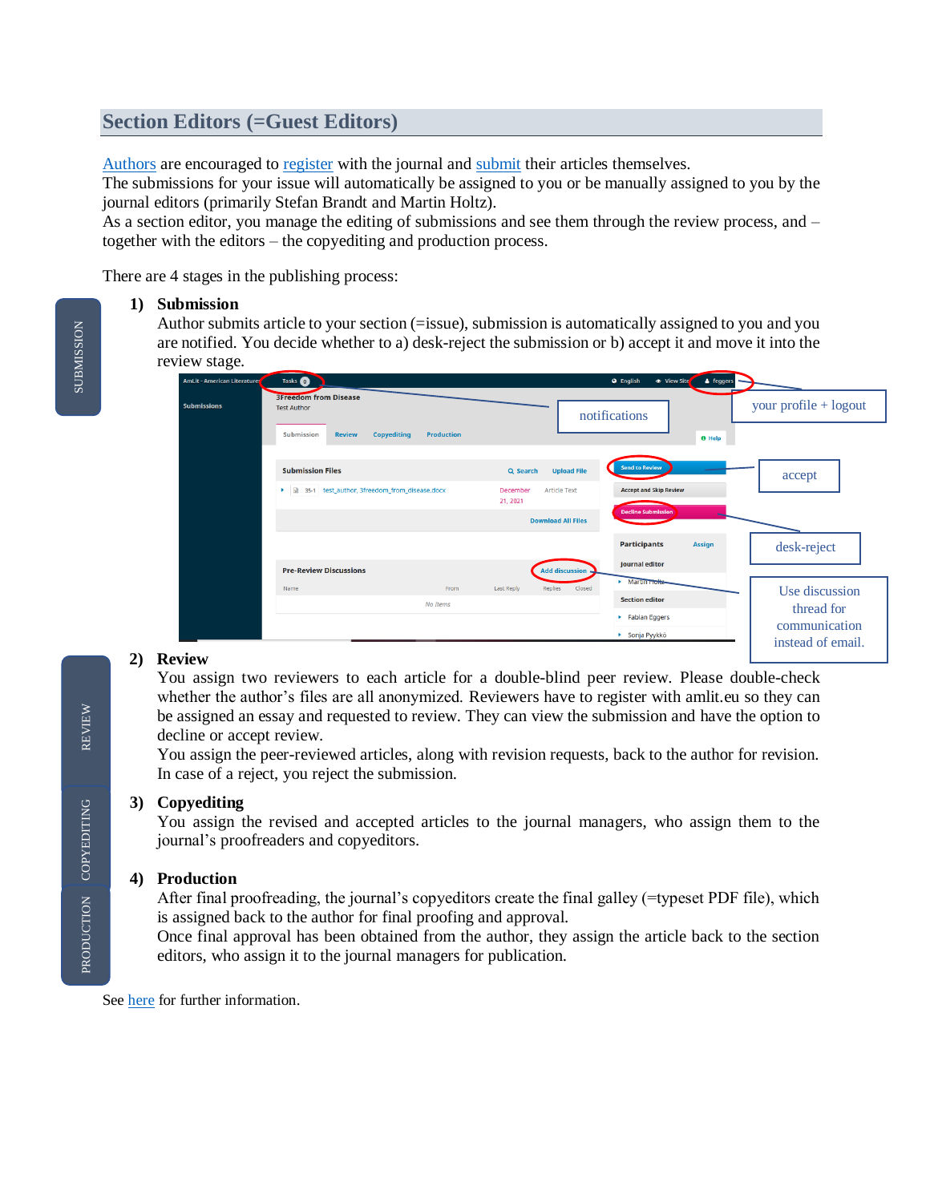## Section Editors (=Guest Editors)

Authors are encouraged to register with the journal and submit their articles themselves.
The submissions for your issue will automatically be assigned to you or be manually assigned to you by the journal editors (primarily Stefan Brandt and Martin Holtz).
As a section editor, you manage the editing of submissions and see them through the review process, and – together with the editors – the copyediting and production process.

There are 4 stages in the publishing process:

SUBMISSION

1) **Submission**
   Author submits article to your section (=issue), submission is automatically assigned to you and you are notified. You decide whether to a) desk-reject the submission or b) accept it and move it into the review stage.

notifications

your profile + logout

accept

desk-reject

Use discussion thread for communication instead of email.

REVIEW

2) **Review**
   You assign two reviewers to each article for a double-blind peer review. Please double-check whether the author's files are all anonymized. Reviewers have to register with amlit.eu so they can be assigned an essay and requested to review. They can view the submission and have the option to decline or accept review.
   You assign the peer-reviewed articles, along with revision requests, back to the author for revision. In case of a reject, you reject the submission.

COPYEDITING

3) **Copyediting**
   You assign the revised and accepted articles to the journal managers, who assign them to the journal's proofreaders and copyeditors.

PRODUCTION

4) **Production**
   After final proofreading, the journal's copyeditors create the final galley (=typeset PDF file), which is assigned back to the author for final proofing and approval.
   Once final approval has been obtained from the author, they assign the article back to the section editors, who assign it to the journal managers for publication.

See here for further information.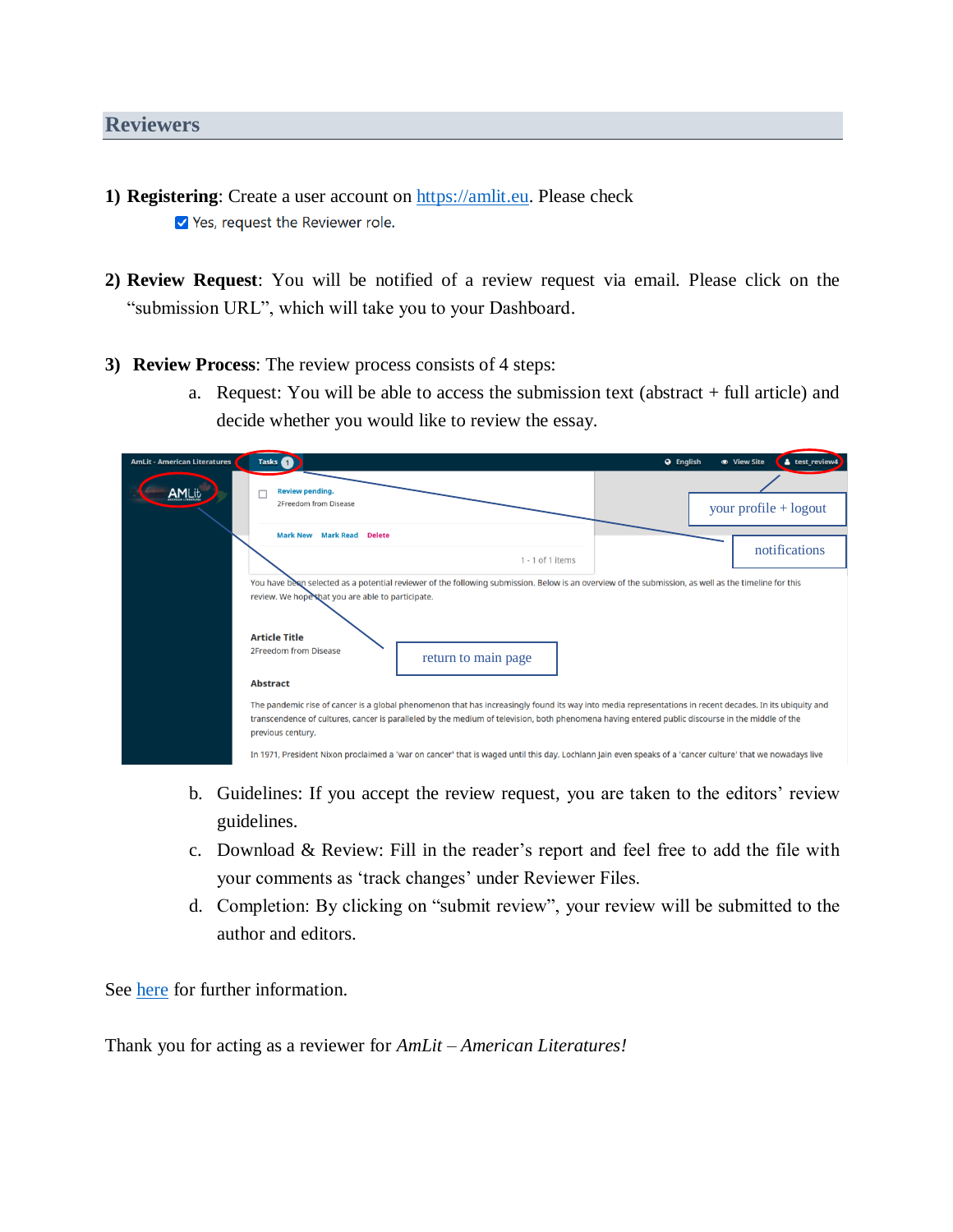## Reviewers

1) **Registering**: Create a user account on [https://amlit.eu](https://amlit.eu). Please check

   ☑ Yes, request the Reviewer role.

2) **Review Request**: You will be notified of a review request via email. Please click on the "submission URL", which will take you to your Dashboard.

3) **Review Process**: The review process consists of 4 steps:

   a. Request: You will be able to access the submission text (abstract + full article) and decide whether you would like to review the essay.

   b. Guidelines: If you accept the review request, you are taken to the editors' review guidelines.

   c. Download & Review: Fill in the reader's report and feel free to add the file with your comments as 'track changes' under Reviewer Files.

   d. Completion: By clicking on "submit review", your review will be submitted to the author and editors.

See [here](#) for further information.

Thank you for acting as a reviewer for *AmLit – American Literatures!*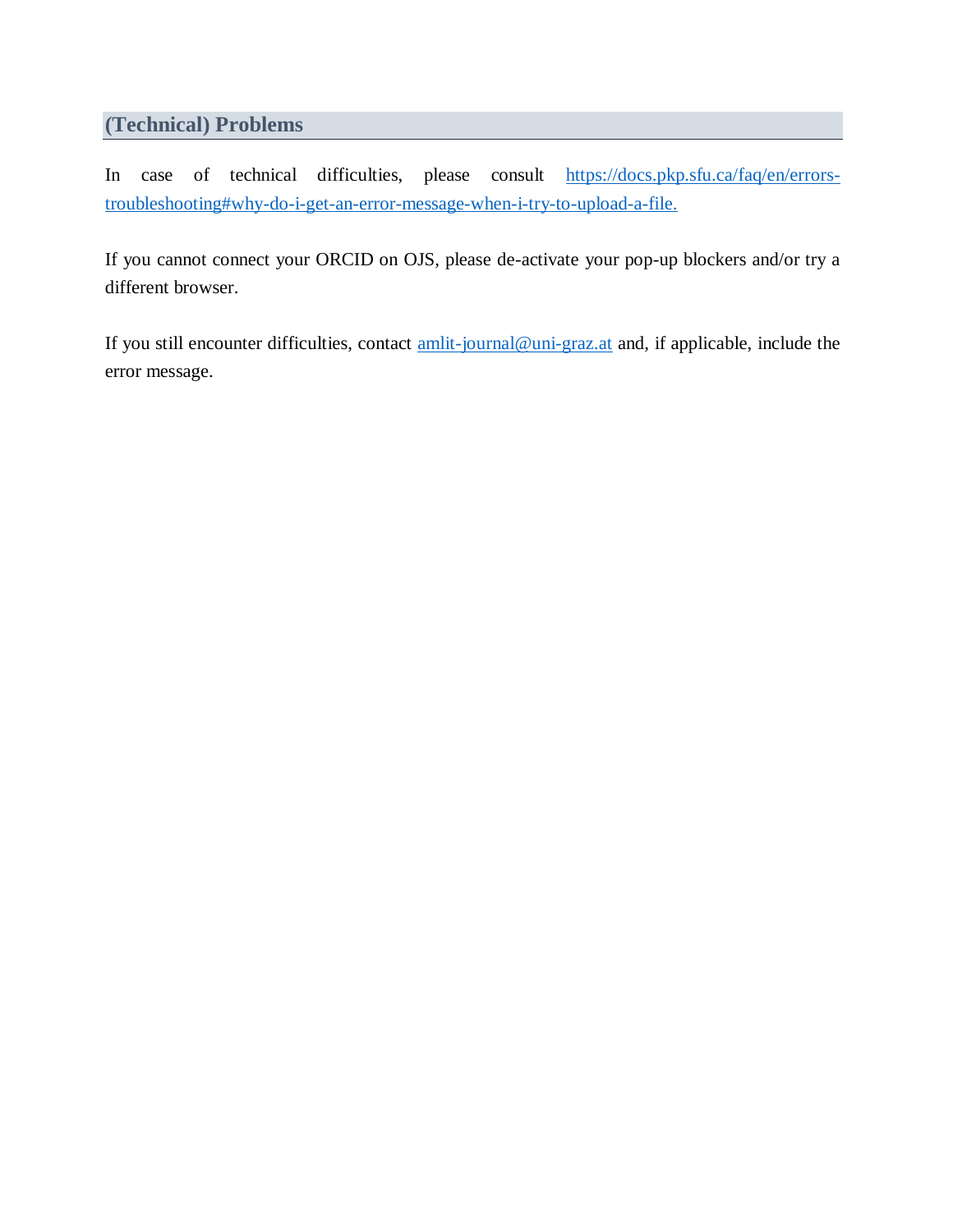## (Technical) Problems

In case of technical difficulties, please consult https://docs.pkp.sfu.ca/faq/en/errors-troubleshooting#why-do-i-get-an-error-message-when-i-try-to-upload-a-file.

If you cannot connect your ORCID on OJS, please de-activate your pop-up blockers and/or try a different browser.

If you still encounter difficulties, contact amlit-journal@uni-graz.at and, if applicable, include the error message.